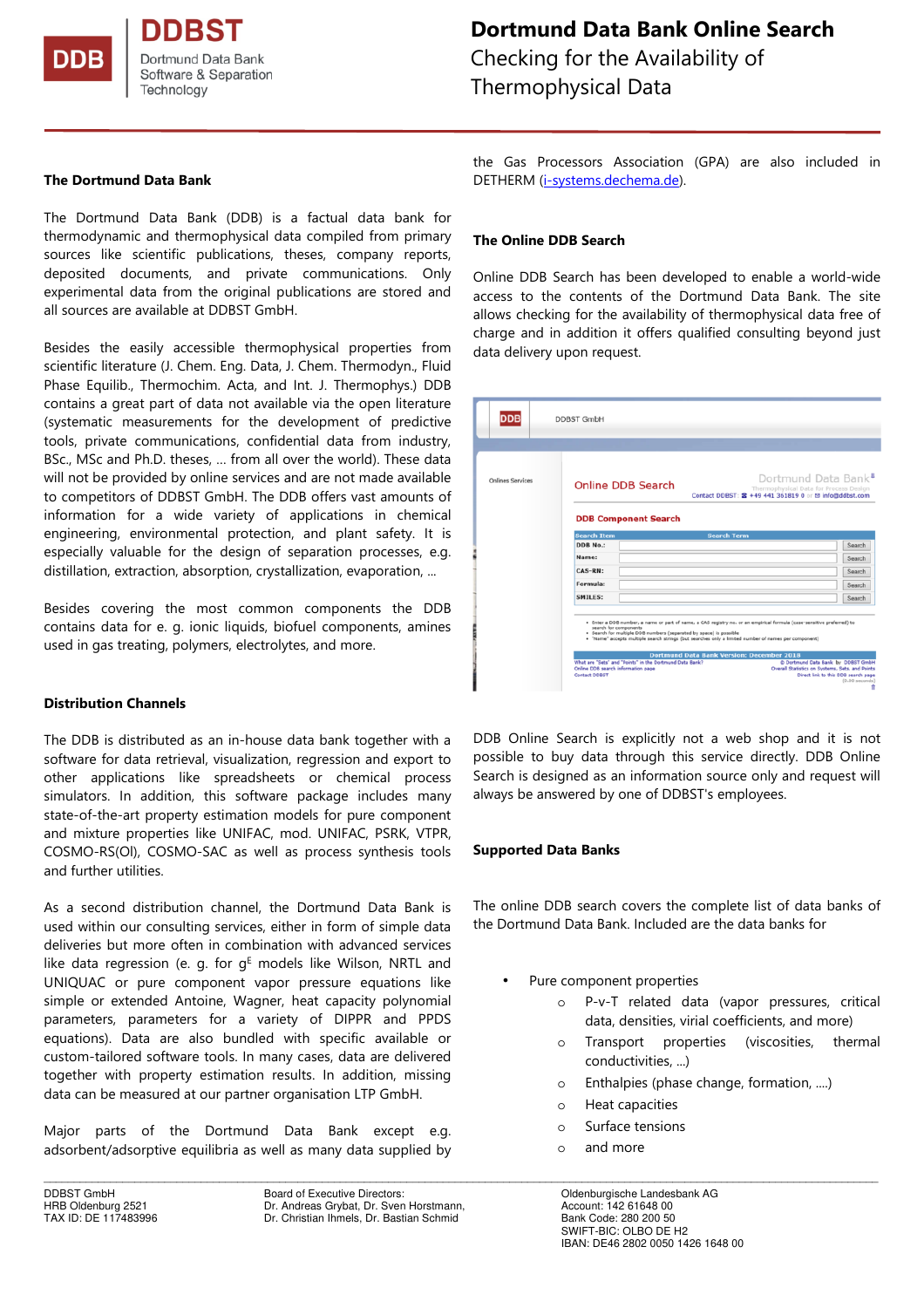# Dortmund Data Bank Online Search

Checking for the Availability of Thermophysical Data

DDBST — Dortmund Data Bank Software & Separation Technology

## The Dortmund Data Bank

The Dortmund Data Bank (DDB) is a factual data bank for thermodynamic and thermophysical data compiled from primary sources like scientific publications, theses, company reports, deposited documents, and private communications. Only experimental data from the original publications are stored and all sources are available at DDBST GmbH.

Besides the easily accessible thermophysical properties from scientific literature (J. Chem. Eng. Data, J. Chem. Thermodyn., Fluid Phase Equilib., Thermochim. Acta, and Int. J. Thermophys.) DDB contains a great part of data not available via the open literature (systematic measurements for the development of predictive tools, private communications, confidential data from industry, BSc., MSc and Ph.D. theses, ... from all over the world). These data will not be provided by online services and are not made available to competitors of DDBST GmbH. The DDB offers vast amounts of information for a wide variety of applications in chemical engineering, environmental protection, and plant safety. It is especially valuable for the design of separation processes, e.g. distillation, extraction, absorption, crystallization, evaporation, ...

Besides covering the most common components the DDB contains data for e. g. ionic liquids, biofuel components, amines used in gas treating, polymers, electrolytes, and more.

## Distribution Channels

The DDB is distributed as an in-house data bank together with a software for data retrieval, visualization, regression and export to other applications like spreadsheets or chemical process simulators. In addition, this software package includes many state-of-the-art property estimation models for pure component and mixture properties like UNIFAC, mod. UNIFAC, PSRK, VTPR, COSMO-RS(Ol), COSMO-SAC as well as process synthesis tools and further utilities.

As a second distribution channel, the Dortmund Data Bank is used within our consulting services, either in form of simple data deliveries but more often in combination with advanced services like data regression (e. g. for $g^E$ models like Wilson, NRTL and UNIQUAC or pure component vapor pressure equations like simple or extended Antoine, Wagner, heat capacity polynomial parameters, parameters for a variety of DIPPR and PPDS equations). Data are also bundled with specific available or custom-tailored software tools. In many cases, data are delivered together with property estimation results. In addition, missing data can be measured at our partner organisation LTP GmbH.

Major parts of the Dortmund Data Bank except e.g. adsorbent/adsorptive equilibria as well as many data supplied by the Gas Processors Association (GPA) are also included in DETHERM (i-systems.dechema.de).

## The Online DDB Search

Online DDB Search has been developed to enable a world-wide access to the contents of the Dortmund Data Bank. The site allows checking for the availability of thermophysical data free of charge and in addition it offers qualified consulting beyond just data delivery upon request.

DDB Online Search is explicitly not a web shop and it is not possible to buy data through this service directly. DDB Online Search is designed as an information source only and request will always be answered by one of DDBST's employees.

## Supported Data Banks

The online DDB search covers the complete list of data banks of the Dortmund Data Bank. Included are the data banks for

- Pure component properties
  - P-v-T related data (vapor pressures, critical data, densities, virial coefficients, and more)
  - Transport properties (viscosities, thermal conductivities, ...)
  - Enthalpies (phase change, formation, ....)
  - Heat capacities
  - Surface tensions
  - and more

DDBST GmbH
HRB Oldenburg 2521
TAX ID: DE 117483996

Board of Executive Directors:
Dr. Andreas Grybat, Dr. Sven Horstmann,
Dr. Christian Ihmels, Dr. Bastian Schmid

Oldenburgische Landesbank AG
Account: 142 61648 00
Bank Code: 280 200 50
SWIFT-BIC: OLBO DE H2
IBAN: DE46 2802 0050 1426 1648 00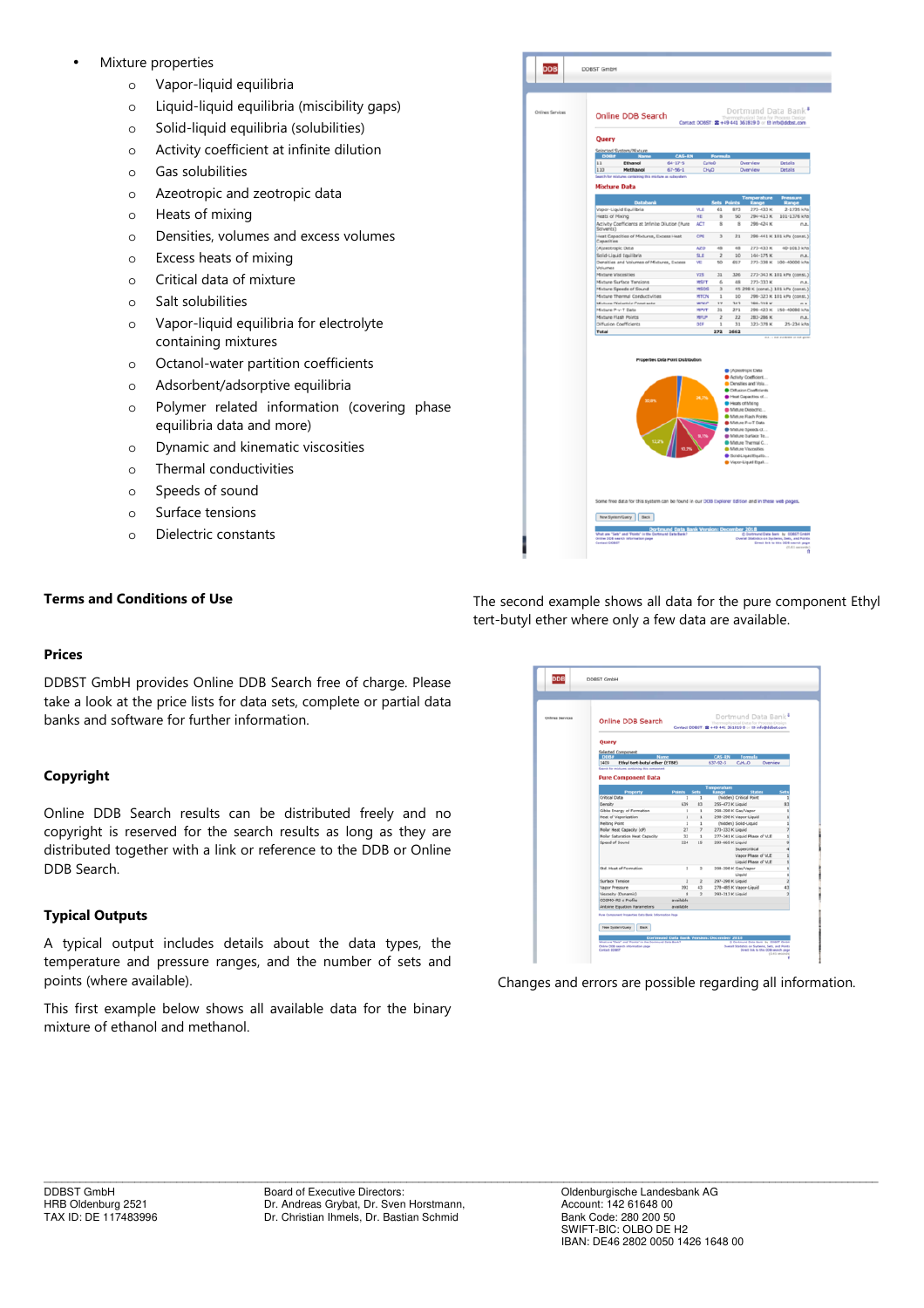- Mixture properties
    - Vapor-liquid equilibria
    - Liquid-liquid equilibria (miscibility gaps)
    - Solid-liquid equilibria (solubilities)
    - Activity coefficient at infinite dilution
    - Gas solubilities
    - Azeotropic and zeotropic data
    - Heats of mixing
    - Densities, volumes and excess volumes
    - Excess heats of mixing
    - Critical data of mixture
    - Salt solubilities
    - Vapor-liquid equilibria for electrolyte containing mixtures
    - Octanol-water partition coefficients
    - Adsorbent/adsorptive equilibria
    - Polymer related information (covering phase equilibria data and more)
    - Dynamic and kinematic viscosities
    - Thermal conductivities
    - Speeds of sound
    - Surface tensions
    - Dielectric constants

## Terms and Conditions of Use

### Prices

DDBST GmbH provides Online DDB Search free of charge. Please take a look at the price lists for data sets, complete or partial data banks and software for further information.

### Copyright

Online DDB Search results can be distributed freely and no copyright is reserved for the search results as long as they are distributed together with a link or reference to the DDB or Online DDB Search.

### Typical Outputs

A typical output includes details about the data types, the temperature and pressure ranges, and the number of sets and points (where available).

This first example below shows all available data for the binary mixture of ethanol and methanol.

The second example shows all data for the pure component Ethyl tert-butyl ether where only a few data are available.

Changes and errors are possible regarding all information.

DDBST GmbH
HRB Oldenburg 2521
TAX ID: DE 117483996

Board of Executive Directors:
Dr. Andreas Grybat, Dr. Sven Horstmann,
Dr. Christian Ihmels, Dr. Bastian Schmid

Oldenburgische Landesbank AG
Account: 142 61648 00
Bank Code: 280 200 50
SWIFT-BIC: OLBO DE H2
IBAN: DE46 2802 0050 1426 1648 00